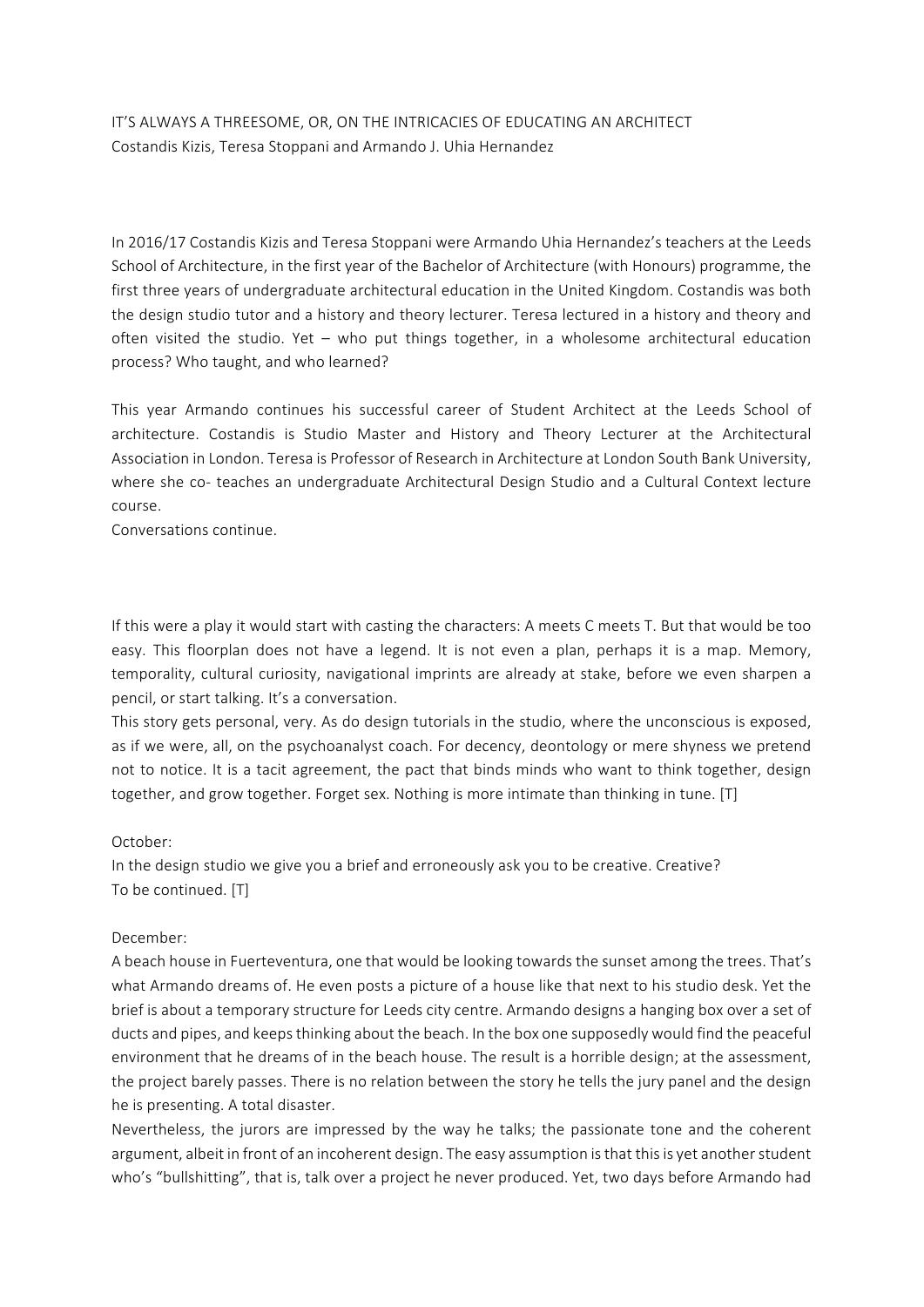# IT'S ALWAYS A THREESOME, OR, ON THE INTRICACIES OF EDUCATING AN ARCHITECT

Costandis Kizis, Teresa Stoppani and Armando J. Uhia Hernandez

In 2016/17 Costandis Kizis and Teresa Stoppani were Armando Uhia Hernandez's teachers at the Leeds School of Architecture, in the first year of the Bachelor of Architecture (with Honours) programme, the first three years of undergraduate architectural education in the United Kingdom. Costandis was both the design studio tutor and a history and theory lecturer. Teresa lectured in a history and theory and often visited the studio. Yet – who put things together, in a wholesome architectural education process? Who taught, and who learned?

This year Armando continues his successful career of Student Architect at the Leeds School of architecture. Costandis is Studio Master and History and Theory Lecturer at the Architectural Association in London. Teresa is Professor of Research in Architecture at London South Bank University, where she co- teaches an undergraduate Architectural Design Studio and a Cultural Context lecture course.

Conversations continue.

If this were a play it would start with casting the characters: A meets C meets T. But that would be too easy. This floorplan does not have a legend. It is not even a plan, perhaps it is a map. Memory, temporality, cultural curiosity, navigational imprints are already at stake, before we even sharpen a pencil, or start talking. It's a conversation.

This story gets personal, very. As do design tutorials in the studio, where the unconscious is exposed, as if we were, all, on the psychoanalyst coach. For decency, deontology or mere shyness we pretend not to notice. It is a tacit agreement, the pact that binds minds who want to think together, design together, and grow together. Forget sex. Nothing is more intimate than thinking in tune. [T]

October:

In the design studio we give you a brief and erroneously ask you to be creative. Creative?

To be continued. [T]

December:

A beach house in Fuerteventura, one that would be looking towards the sunset among the trees. That's what Armando dreams of. He even posts a picture of a house like that next to his studio desk. Yet the brief is about a temporary structure for Leeds city centre. Armando designs a hanging box over a set of ducts and pipes, and keeps thinking about the beach. In the box one supposedly would find the peaceful environment that he dreams of in the beach house. The result is a horrible design; at the assessment, the project barely passes. There is no relation between the story he tells the jury panel and the design he is presenting. A total disaster.

Nevertheless, the jurors are impressed by the way he talks; the passionate tone and the coherent argument, albeit in front of an incoherent design. The easy assumption is that this is yet another student who's "bullshitting", that is, talk over a project he never produced. Yet, two days before Armando had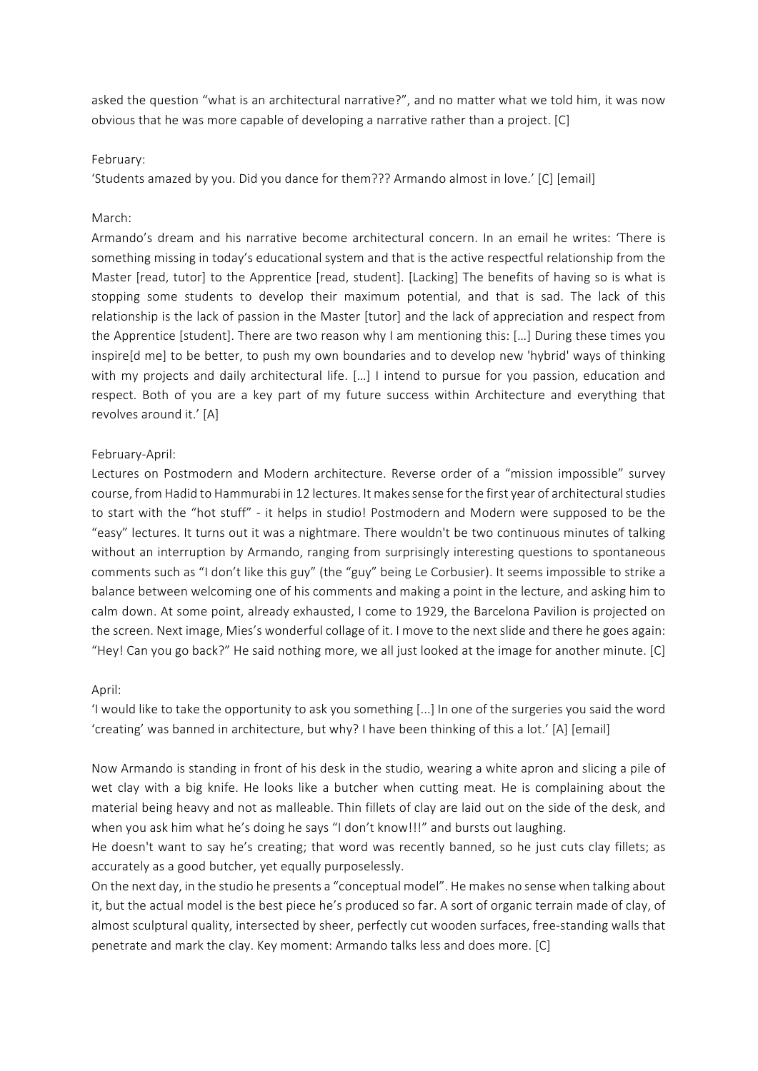asked the question "what is an architectural narrative?", and no matter what we told him, it was now obvious that he was more capable of developing a narrative rather than a project. [C]

February:
'Students amazed by you. Did you dance for them??? Armando almost in love.' [C] [email]

March:
Armando's dream and his narrative become architectural concern. In an email he writes: 'There is something missing in today's educational system and that is the active respectful relationship from the Master [read, tutor] to the Apprentice [read, student]. [Lacking] The benefits of having so is what is stopping some students to develop their maximum potential, and that is sad. The lack of this relationship is the lack of passion in the Master [tutor] and the lack of appreciation and respect from the Apprentice [student]. There are two reason why I am mentioning this: […] During these times you inspire[d me] to be better, to push my own boundaries and to develop new 'hybrid' ways of thinking with my projects and daily architectural life. […] I intend to pursue for you passion, education and respect. Both of you are a key part of my future success within Architecture and everything that revolves around it.' [A]

February-April:
Lectures on Postmodern and Modern architecture. Reverse order of a "mission impossible" survey course, from Hadid to Hammurabi in 12 lectures. It makes sense for the first year of architectural studies to start with the "hot stuff" - it helps in studio! Postmodern and Modern were supposed to be the "easy" lectures. It turns out it was a nightmare. There wouldn't be two continuous minutes of talking without an interruption by Armando, ranging from surprisingly interesting questions to spontaneous comments such as "I don't like this guy" (the "guy" being Le Corbusier). It seems impossible to strike a balance between welcoming one of his comments and making a point in the lecture, and asking him to calm down. At some point, already exhausted, I come to 1929, the Barcelona Pavilion is projected on the screen. Next image, Mies's wonderful collage of it. I move to the next slide and there he goes again: "Hey! Can you go back?" He said nothing more, we all just looked at the image for another minute. [C]

April:
'I would like to take the opportunity to ask you something [...] In one of the surgeries you said the word 'creating' was banned in architecture, but why? I have been thinking of this a lot.' [A] [email]

Now Armando is standing in front of his desk in the studio, wearing a white apron and slicing a pile of wet clay with a big knife. He looks like a butcher when cutting meat. He is complaining about the material being heavy and not as malleable. Thin fillets of clay are laid out on the side of the desk, and when you ask him what he's doing he says "I don't know!!!" and bursts out laughing.
He doesn't want to say he's creating; that word was recently banned, so he just cuts clay fillets; as accurately as a good butcher, yet equally purposelessly.
On the next day, in the studio he presents a "conceptual model". He makes no sense when talking about it, but the actual model is the best piece he's produced so far. A sort of organic terrain made of clay, of almost sculptural quality, intersected by sheer, perfectly cut wooden surfaces, free-standing walls that penetrate and mark the clay. Key moment: Armando talks less and does more. [C]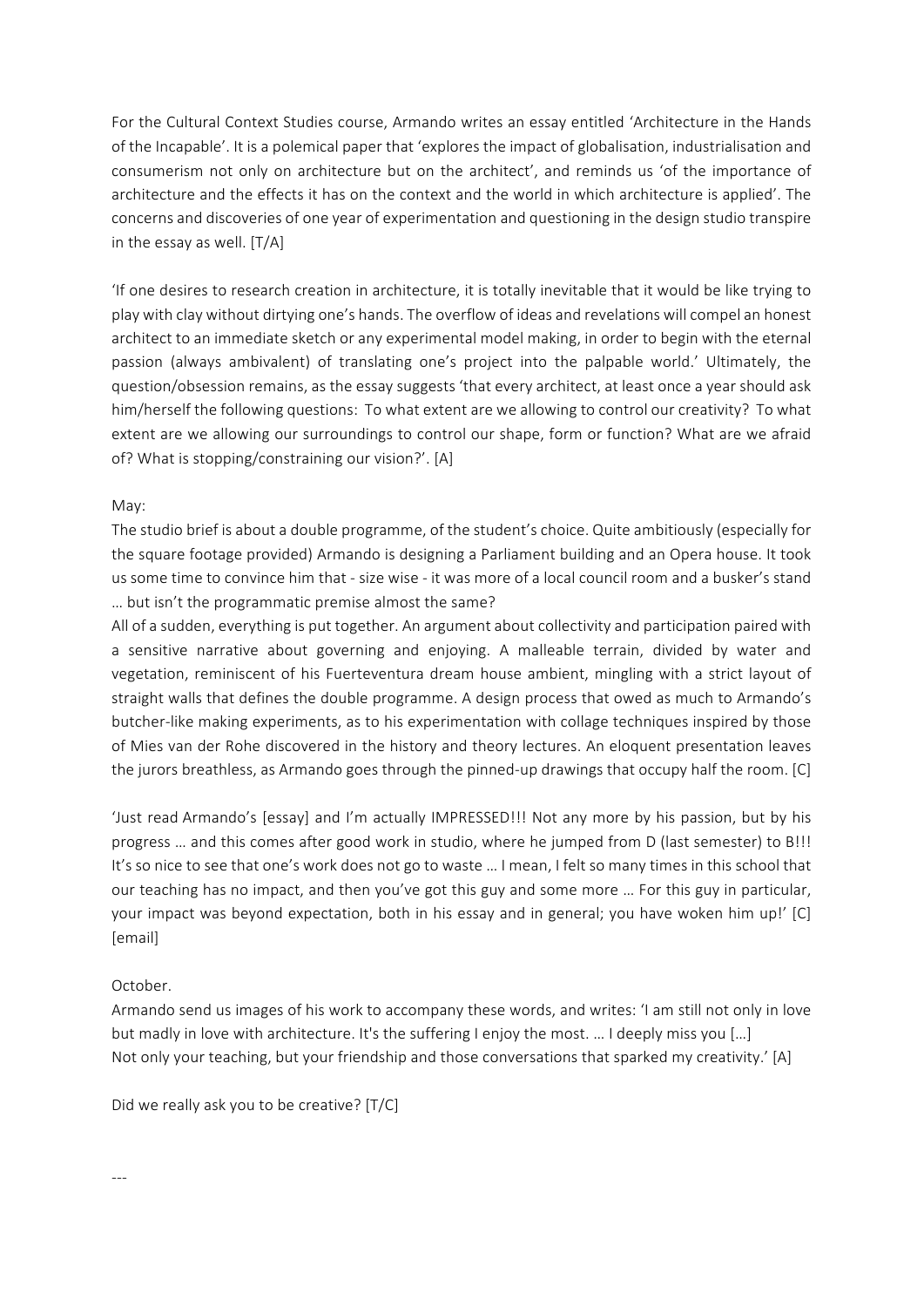For the Cultural Context Studies course, Armando writes an essay entitled 'Architecture in the Hands of the Incapable'. It is a polemical paper that 'explores the impact of globalisation, industrialisation and consumerism not only on architecture but on the architect', and reminds us 'of the importance of architecture and the effects it has on the context and the world in which architecture is applied'. The concerns and discoveries of one year of experimentation and questioning in the design studio transpire in the essay as well. [T/A]

'If one desires to research creation in architecture, it is totally inevitable that it would be like trying to play with clay without dirtying one's hands. The overflow of ideas and revelations will compel an honest architect to an immediate sketch or any experimental model making, in order to begin with the eternal passion (always ambivalent) of translating one's project into the palpable world.' Ultimately, the question/obsession remains, as the essay suggests 'that every architect, at least once a year should ask him/herself the following questions: To what extent are we allowing to control our creativity? To what extent are we allowing our surroundings to control our shape, form or function? What are we afraid of? What is stopping/constraining our vision?'. [A]

May:

The studio brief is about a double programme, of the student's choice. Quite ambitiously (especially for the square footage provided) Armando is designing a Parliament building and an Opera house. It took us some time to convince him that - size wise - it was more of a local council room and a busker's stand … but isn't the programmatic premise almost the same?

All of a sudden, everything is put together. An argument about collectivity and participation paired with a sensitive narrative about governing and enjoying. A malleable terrain, divided by water and vegetation, reminiscent of his Fuerteventura dream house ambient, mingling with a strict layout of straight walls that defines the double programme. A design process that owed as much to Armando's butcher-like making experiments, as to his experimentation with collage techniques inspired by those of Mies van der Rohe discovered in the history and theory lectures. An eloquent presentation leaves the jurors breathless, as Armando goes through the pinned-up drawings that occupy half the room. [C]

'Just read Armando's [essay] and I'm actually IMPRESSED!!! Not any more by his passion, but by his progress … and this comes after good work in studio, where he jumped from D (last semester) to B!!! It's so nice to see that one's work does not go to waste … I mean, I felt so many times in this school that our teaching has no impact, and then you've got this guy and some more … For this guy in particular, your impact was beyond expectation, both in his essay and in general; you have woken him up!' [C] [email]

October.

Armando send us images of his work to accompany these words, and writes: 'I am still not only in love but madly in love with architecture. It's the suffering I enjoy the most. … I deeply miss you […] Not only your teaching, but your friendship and those conversations that sparked my creativity.' [A]

Did we really ask you to be creative? [T/C]

---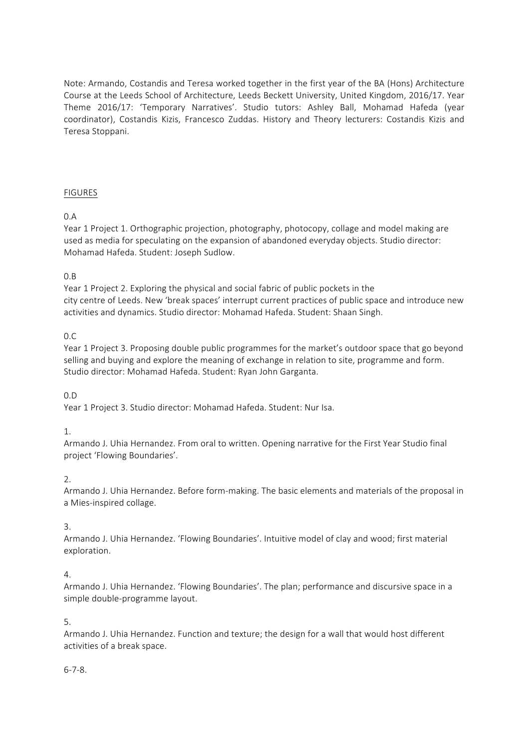Note: Armando, Costandis and Teresa worked together in the first year of the BA (Hons) Architecture Course at the Leeds School of Architecture, Leeds Beckett University, United Kingdom, 2016/17. Year Theme 2016/17: 'Temporary Narratives'. Studio tutors: Ashley Ball, Mohamad Hafeda (year coordinator), Costandis Kizis, Francesco Zuddas. History and Theory lecturers: Costandis Kizis and Teresa Stoppani.

## FIGURES

0.A
Year 1 Project 1. Orthographic projection, photography, photocopy, collage and model making are used as media for speculating on the expansion of abandoned everyday objects. Studio director: Mohamad Hafeda. Student: Joseph Sudlow.

0.B
Year 1 Project 2. Exploring the physical and social fabric of public pockets in the city centre of Leeds. New 'break spaces' interrupt current practices of public space and introduce new activities and dynamics. Studio director: Mohamad Hafeda. Student: Shaan Singh.

0.C
Year 1 Project 3. Proposing double public programmes for the market's outdoor space that go beyond selling and buying and explore the meaning of exchange in relation to site, programme and form. Studio director: Mohamad Hafeda. Student: Ryan John Garganta.

0.D
Year 1 Project 3. Studio director: Mohamad Hafeda. Student: Nur Isa.

1.
Armando J. Uhia Hernandez. From oral to written. Opening narrative for the First Year Studio final project 'Flowing Boundaries'.

2.
Armando J. Uhia Hernandez. Before form-making. The basic elements and materials of the proposal in a Mies-inspired collage.

3.
Armando J. Uhia Hernandez. 'Flowing Boundaries'. Intuitive model of clay and wood; first material exploration.

4.
Armando J. Uhia Hernandez. 'Flowing Boundaries'. The plan; performance and discursive space in a simple double-programme layout.

5.
Armando J. Uhia Hernandez. Function and texture; the design for a wall that would host different activities of a break space.

6-7-8.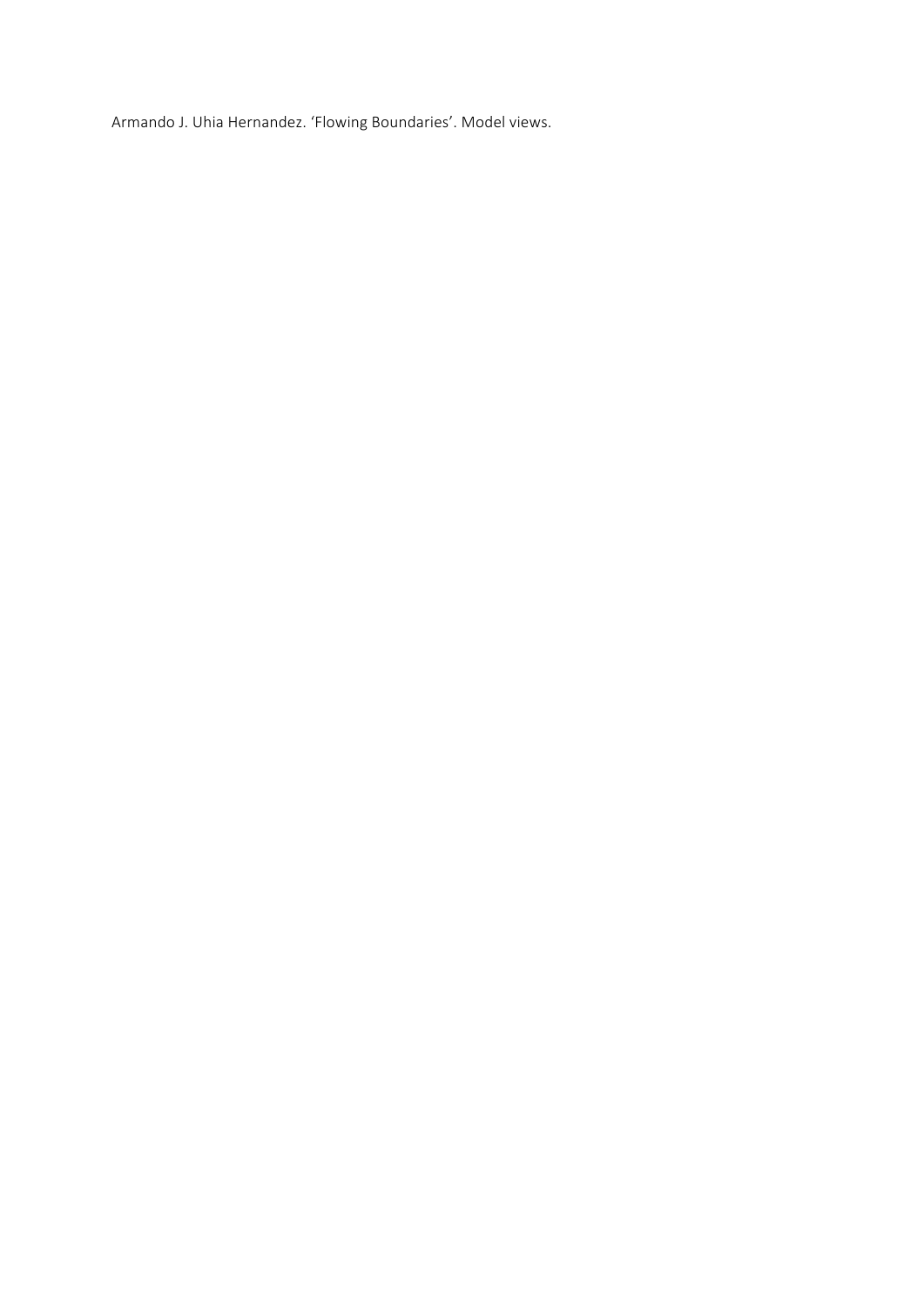Armando J. Uhia Hernandez. ‘Flowing Boundaries’. Model views.